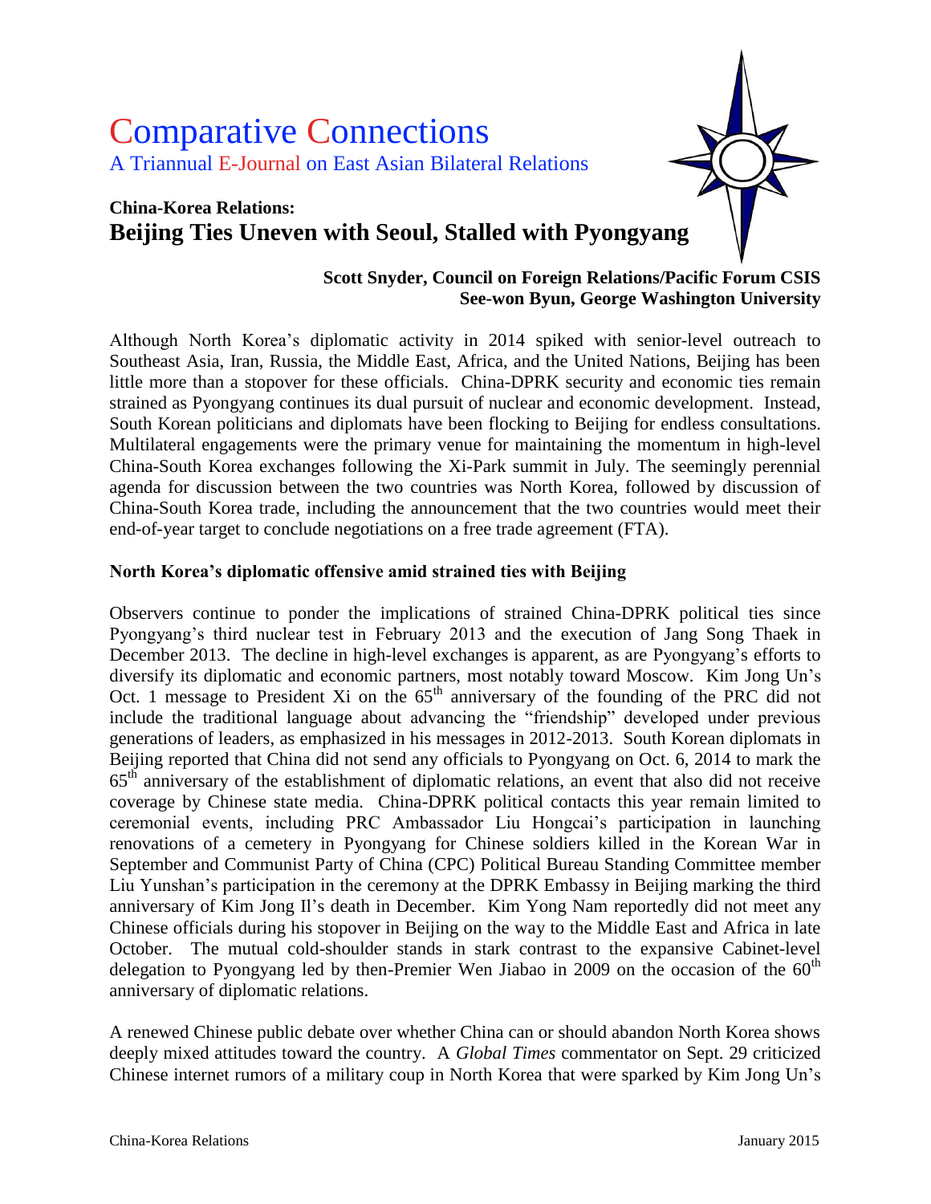# Comparative Connections

A Triannual E-Journal on East Asian Bilateral Relations

## China-Korea Relations:
## Beijing Ties Uneven with Seoul, Stalled with Pyongyang

**Scott Snyder, Council on Foreign Relations/Pacific Forum CSIS**
**See-won Byun, George Washington University**

Although North Korea's diplomatic activity in 2014 spiked with senior-level outreach to Southeast Asia, Iran, Russia, the Middle East, Africa, and the United Nations, Beijing has been little more than a stopover for these officials. China-DPRK security and economic ties remain strained as Pyongyang continues its dual pursuit of nuclear and economic development. Instead, South Korean politicians and diplomats have been flocking to Beijing for endless consultations. Multilateral engagements were the primary venue for maintaining the momentum in high-level China-South Korea exchanges following the Xi-Park summit in July. The seemingly perennial agenda for discussion between the two countries was North Korea, followed by discussion of China-South Korea trade, including the announcement that the two countries would meet their end-of-year target to conclude negotiations on a free trade agreement (FTA).

### North Korea's diplomatic offensive amid strained ties with Beijing

Observers continue to ponder the implications of strained China-DPRK political ties since Pyongyang's third nuclear test in February 2013 and the execution of Jang Song Thaek in December 2013. The decline in high-level exchanges is apparent, as are Pyongyang's efforts to diversify its diplomatic and economic partners, most notably toward Moscow. Kim Jong Un's Oct. 1 message to President Xi on the 65th anniversary of the founding of the PRC did not include the traditional language about advancing the "friendship" developed under previous generations of leaders, as emphasized in his messages in 2012-2013. South Korean diplomats in Beijing reported that China did not send any officials to Pyongyang on Oct. 6, 2014 to mark the 65th anniversary of the establishment of diplomatic relations, an event that also did not receive coverage by Chinese state media. China-DPRK political contacts this year remain limited to ceremonial events, including PRC Ambassador Liu Hongcai's participation in launching renovations of a cemetery in Pyongyang for Chinese soldiers killed in the Korean War in September and Communist Party of China (CPC) Political Bureau Standing Committee member Liu Yunshan's participation in the ceremony at the DPRK Embassy in Beijing marking the third anniversary of Kim Jong Il's death in December. Kim Yong Nam reportedly did not meet any Chinese officials during his stopover in Beijing on the way to the Middle East and Africa in late October. The mutual cold-shoulder stands in stark contrast to the expansive Cabinet-level delegation to Pyongyang led by then-Premier Wen Jiabao in 2009 on the occasion of the 60th anniversary of diplomatic relations.

A renewed Chinese public debate over whether China can or should abandon North Korea shows deeply mixed attitudes toward the country. A *Global Times* commentator on Sept. 29 criticized Chinese internet rumors of a military coup in North Korea that were sparked by Kim Jong Un's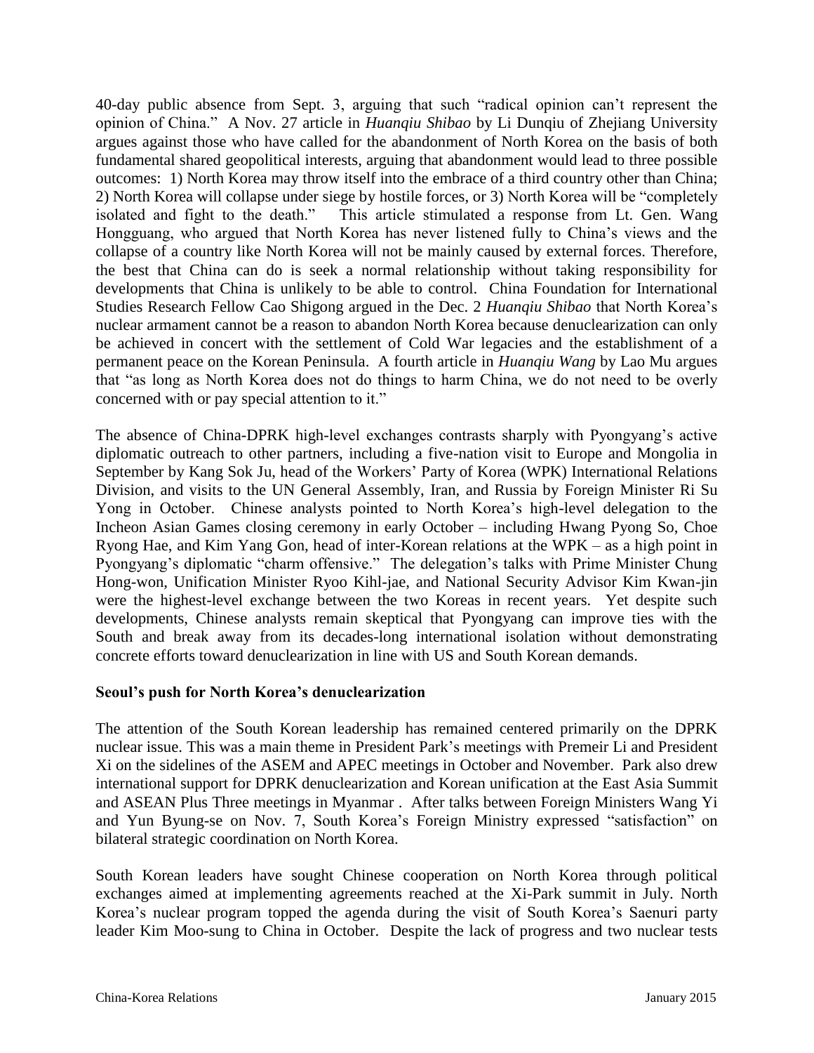40-day public absence from Sept. 3, arguing that such "radical opinion can't represent the opinion of China." A Nov. 27 article in *Huanqiu Shibao* by Li Dunqiu of Zhejiang University argues against those who have called for the abandonment of North Korea on the basis of both fundamental shared geopolitical interests, arguing that abandonment would lead to three possible outcomes: 1) North Korea may throw itself into the embrace of a third country other than China; 2) North Korea will collapse under siege by hostile forces, or 3) North Korea will be "completely isolated and fight to the death." This article stimulated a response from Lt. Gen. Wang Hongguang, who argued that North Korea has never listened fully to China's views and the collapse of a country like North Korea will not be mainly caused by external forces. Therefore, the best that China can do is seek a normal relationship without taking responsibility for developments that China is unlikely to be able to control. China Foundation for International Studies Research Fellow Cao Shigong argued in the Dec. 2 *Huanqiu Shibao* that North Korea's nuclear armament cannot be a reason to abandon North Korea because denuclearization can only be achieved in concert with the settlement of Cold War legacies and the establishment of a permanent peace on the Korean Peninsula. A fourth article in *Huanqiu Wang* by Lao Mu argues that "as long as North Korea does not do things to harm China, we do not need to be overly concerned with or pay special attention to it."

The absence of China-DPRK high-level exchanges contrasts sharply with Pyongyang's active diplomatic outreach to other partners, including a five-nation visit to Europe and Mongolia in September by Kang Sok Ju, head of the Workers' Party of Korea (WPK) International Relations Division, and visits to the UN General Assembly, Iran, and Russia by Foreign Minister Ri Su Yong in October. Chinese analysts pointed to North Korea's high-level delegation to the Incheon Asian Games closing ceremony in early October – including Hwang Pyong So, Choe Ryong Hae, and Kim Yang Gon, head of inter-Korean relations at the WPK – as a high point in Pyongyang's diplomatic "charm offensive." The delegation's talks with Prime Minister Chung Hong-won, Unification Minister Ryoo Kihl-jae, and National Security Advisor Kim Kwan-jin were the highest-level exchange between the two Koreas in recent years. Yet despite such developments, Chinese analysts remain skeptical that Pyongyang can improve ties with the South and break away from its decades-long international isolation without demonstrating concrete efforts toward denuclearization in line with US and South Korean demands.

**Seoul's push for North Korea's denuclearization**

The attention of the South Korean leadership has remained centered primarily on the DPRK nuclear issue. This was a main theme in President Park's meetings with Premeir Li and President Xi on the sidelines of the ASEM and APEC meetings in October and November. Park also drew international support for DPRK denuclearization and Korean unification at the East Asia Summit and ASEAN Plus Three meetings in Myanmar . After talks between Foreign Ministers Wang Yi and Yun Byung-se on Nov. 7, South Korea's Foreign Ministry expressed "satisfaction" on bilateral strategic coordination on North Korea.

South Korean leaders have sought Chinese cooperation on North Korea through political exchanges aimed at implementing agreements reached at the Xi-Park summit in July. North Korea's nuclear program topped the agenda during the visit of South Korea's Saenuri party leader Kim Moo-sung to China in October. Despite the lack of progress and two nuclear tests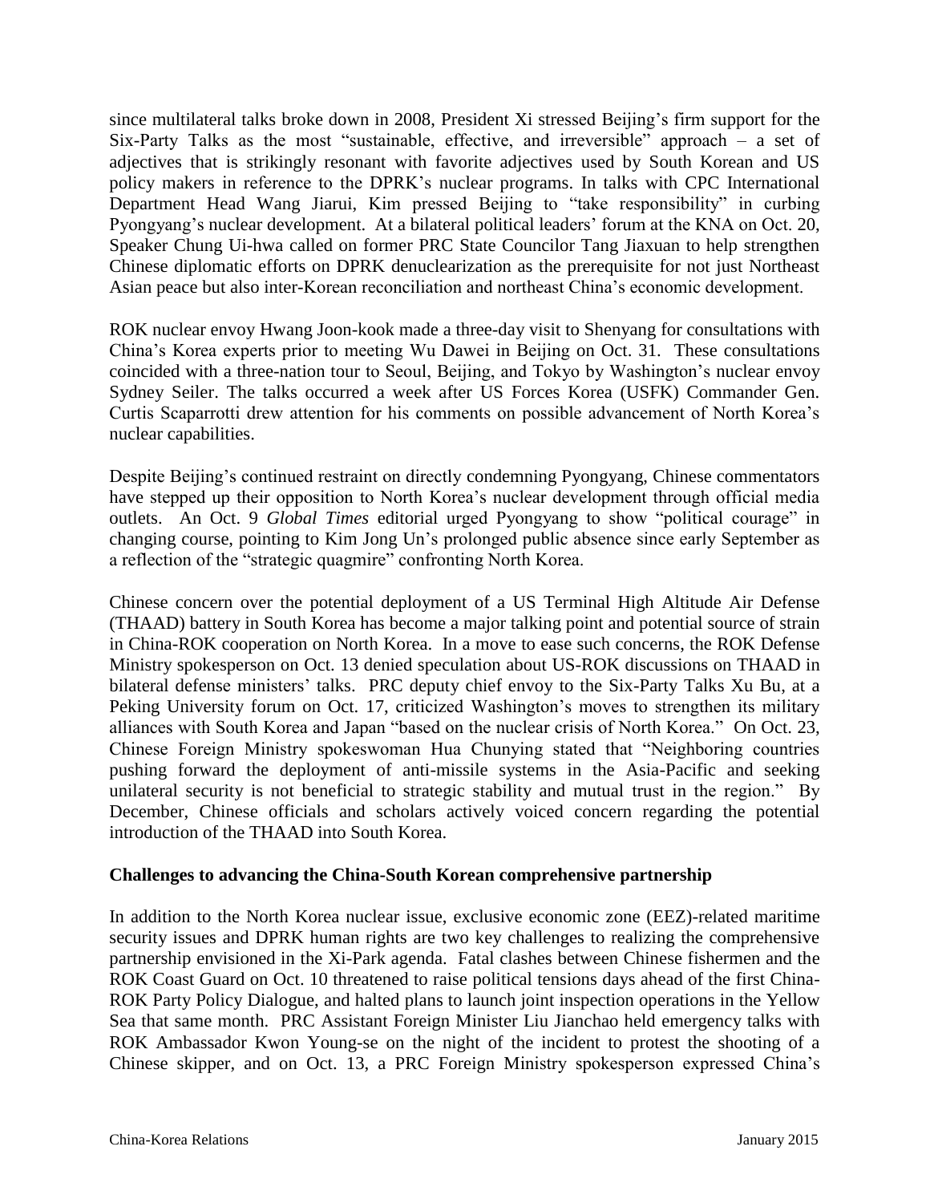since multilateral talks broke down in 2008, President Xi stressed Beijing's firm support for the Six-Party Talks as the most "sustainable, effective, and irreversible" approach – a set of adjectives that is strikingly resonant with favorite adjectives used by South Korean and US policy makers in reference to the DPRK's nuclear programs. In talks with CPC International Department Head Wang Jiarui, Kim pressed Beijing to "take responsibility" in curbing Pyongyang's nuclear development. At a bilateral political leaders' forum at the KNA on Oct. 20, Speaker Chung Ui-hwa called on former PRC State Councilor Tang Jiaxuan to help strengthen Chinese diplomatic efforts on DPRK denuclearization as the prerequisite for not just Northeast Asian peace but also inter-Korean reconciliation and northeast China's economic development.

ROK nuclear envoy Hwang Joon-kook made a three-day visit to Shenyang for consultations with China's Korea experts prior to meeting Wu Dawei in Beijing on Oct. 31. These consultations coincided with a three-nation tour to Seoul, Beijing, and Tokyo by Washington's nuclear envoy Sydney Seiler. The talks occurred a week after US Forces Korea (USFK) Commander Gen. Curtis Scaparrotti drew attention for his comments on possible advancement of North Korea's nuclear capabilities.

Despite Beijing's continued restraint on directly condemning Pyongyang, Chinese commentators have stepped up their opposition to North Korea's nuclear development through official media outlets. An Oct. 9 *Global Times* editorial urged Pyongyang to show "political courage" in changing course, pointing to Kim Jong Un's prolonged public absence since early September as a reflection of the "strategic quagmire" confronting North Korea.

Chinese concern over the potential deployment of a US Terminal High Altitude Air Defense (THAAD) battery in South Korea has become a major talking point and potential source of strain in China-ROK cooperation on North Korea. In a move to ease such concerns, the ROK Defense Ministry spokesperson on Oct. 13 denied speculation about US-ROK discussions on THAAD in bilateral defense ministers' talks. PRC deputy chief envoy to the Six-Party Talks Xu Bu, at a Peking University forum on Oct. 17, criticized Washington's moves to strengthen its military alliances with South Korea and Japan "based on the nuclear crisis of North Korea." On Oct. 23, Chinese Foreign Ministry spokeswoman Hua Chunying stated that "Neighboring countries pushing forward the deployment of anti-missile systems in the Asia-Pacific and seeking unilateral security is not beneficial to strategic stability and mutual trust in the region." By December, Chinese officials and scholars actively voiced concern regarding the potential introduction of the THAAD into South Korea.

**Challenges to advancing the China-South Korean comprehensive partnership**

In addition to the North Korea nuclear issue, exclusive economic zone (EEZ)-related maritime security issues and DPRK human rights are two key challenges to realizing the comprehensive partnership envisioned in the Xi-Park agenda. Fatal clashes between Chinese fishermen and the ROK Coast Guard on Oct. 10 threatened to raise political tensions days ahead of the first China-ROK Party Policy Dialogue, and halted plans to launch joint inspection operations in the Yellow Sea that same month. PRC Assistant Foreign Minister Liu Jianchao held emergency talks with ROK Ambassador Kwon Young-se on the night of the incident to protest the shooting of a Chinese skipper, and on Oct. 13, a PRC Foreign Ministry spokesperson expressed China's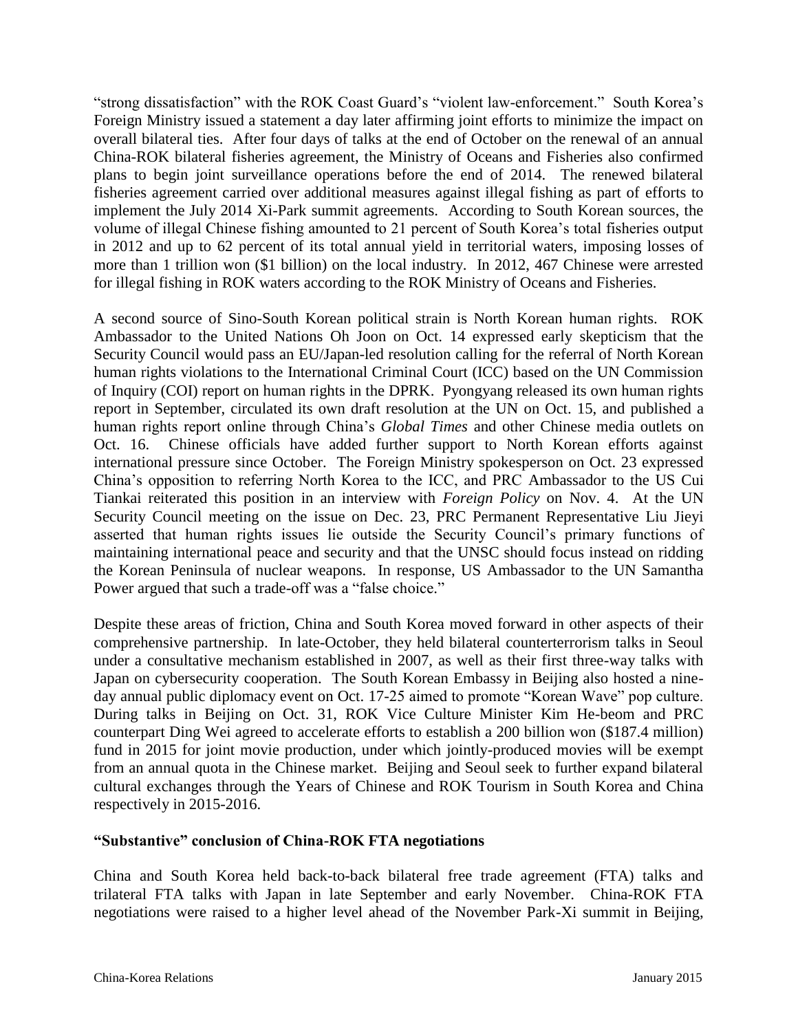"strong dissatisfaction" with the ROK Coast Guard's "violent law-enforcement." South Korea's Foreign Ministry issued a statement a day later affirming joint efforts to minimize the impact on overall bilateral ties. After four days of talks at the end of October on the renewal of an annual China-ROK bilateral fisheries agreement, the Ministry of Oceans and Fisheries also confirmed plans to begin joint surveillance operations before the end of 2014. The renewed bilateral fisheries agreement carried over additional measures against illegal fishing as part of efforts to implement the July 2014 Xi-Park summit agreements. According to South Korean sources, the volume of illegal Chinese fishing amounted to 21 percent of South Korea's total fisheries output in 2012 and up to 62 percent of its total annual yield in territorial waters, imposing losses of more than 1 trillion won ($1 billion) on the local industry. In 2012, 467 Chinese were arrested for illegal fishing in ROK waters according to the ROK Ministry of Oceans and Fisheries.

A second source of Sino-South Korean political strain is North Korean human rights. ROK Ambassador to the United Nations Oh Joon on Oct. 14 expressed early skepticism that the Security Council would pass an EU/Japan-led resolution calling for the referral of North Korean human rights violations to the International Criminal Court (ICC) based on the UN Commission of Inquiry (COI) report on human rights in the DPRK. Pyongyang released its own human rights report in September, circulated its own draft resolution at the UN on Oct. 15, and published a human rights report online through China's *Global Times* and other Chinese media outlets on Oct. 16. Chinese officials have added further support to North Korean efforts against international pressure since October. The Foreign Ministry spokesperson on Oct. 23 expressed China's opposition to referring North Korea to the ICC, and PRC Ambassador to the US Cui Tiankai reiterated this position in an interview with *Foreign Policy* on Nov. 4. At the UN Security Council meeting on the issue on Dec. 23, PRC Permanent Representative Liu Jieyi asserted that human rights issues lie outside the Security Council's primary functions of maintaining international peace and security and that the UNSC should focus instead on ridding the Korean Peninsula of nuclear weapons. In response, US Ambassador to the UN Samantha Power argued that such a trade-off was a "false choice."

Despite these areas of friction, China and South Korea moved forward in other aspects of their comprehensive partnership. In late-October, they held bilateral counterterrorism talks in Seoul under a consultative mechanism established in 2007, as well as their first three-way talks with Japan on cybersecurity cooperation. The South Korean Embassy in Beijing also hosted a nine-day annual public diplomacy event on Oct. 17-25 aimed to promote "Korean Wave" pop culture. During talks in Beijing on Oct. 31, ROK Vice Culture Minister Kim He-beom and PRC counterpart Ding Wei agreed to accelerate efforts to establish a 200 billion won ($187.4 million) fund in 2015 for joint movie production, under which jointly-produced movies will be exempt from an annual quota in the Chinese market. Beijing and Seoul seek to further expand bilateral cultural exchanges through the Years of Chinese and ROK Tourism in South Korea and China respectively in 2015-2016.

**"Substantive" conclusion of China-ROK FTA negotiations**

China and South Korea held back-to-back bilateral free trade agreement (FTA) talks and trilateral FTA talks with Japan in late September and early November. China-ROK FTA negotiations were raised to a higher level ahead of the November Park-Xi summit in Beijing,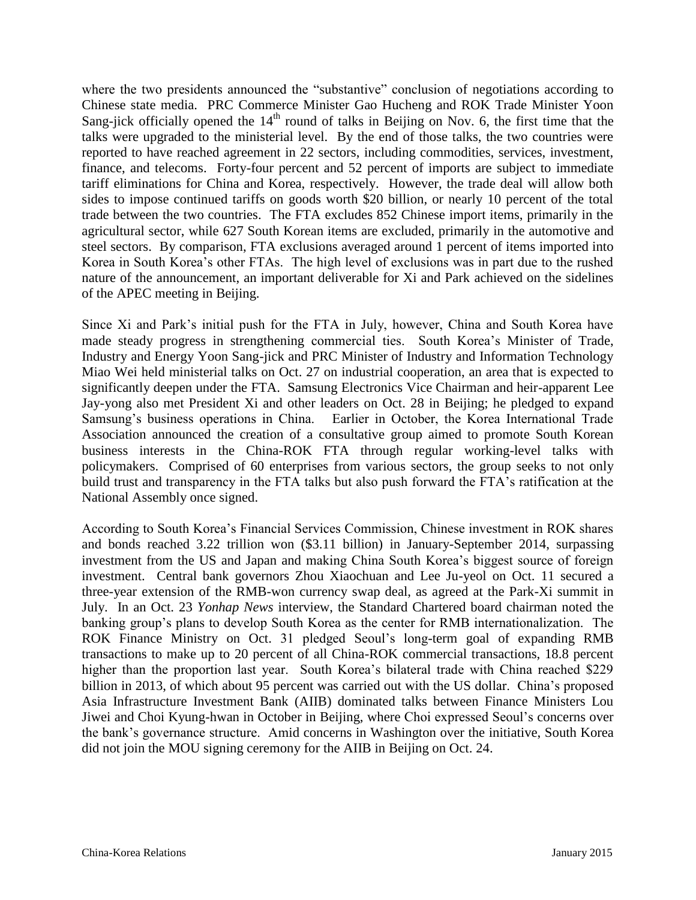where the two presidents announced the "substantive" conclusion of negotiations according to Chinese state media. PRC Commerce Minister Gao Hucheng and ROK Trade Minister Yoon Sang-jick officially opened the 14th round of talks in Beijing on Nov. 6, the first time that the talks were upgraded to the ministerial level. By the end of those talks, the two countries were reported to have reached agreement in 22 sectors, including commodities, services, investment, finance, and telecoms. Forty-four percent and 52 percent of imports are subject to immediate tariff eliminations for China and Korea, respectively. However, the trade deal will allow both sides to impose continued tariffs on goods worth $20 billion, or nearly 10 percent of the total trade between the two countries. The FTA excludes 852 Chinese import items, primarily in the agricultural sector, while 627 South Korean items are excluded, primarily in the automotive and steel sectors. By comparison, FTA exclusions averaged around 1 percent of items imported into Korea in South Korea's other FTAs. The high level of exclusions was in part due to the rushed nature of the announcement, an important deliverable for Xi and Park achieved on the sidelines of the APEC meeting in Beijing.

Since Xi and Park's initial push for the FTA in July, however, China and South Korea have made steady progress in strengthening commercial ties. South Korea's Minister of Trade, Industry and Energy Yoon Sang-jick and PRC Minister of Industry and Information Technology Miao Wei held ministerial talks on Oct. 27 on industrial cooperation, an area that is expected to significantly deepen under the FTA. Samsung Electronics Vice Chairman and heir-apparent Lee Jay-yong also met President Xi and other leaders on Oct. 28 in Beijing; he pledged to expand Samsung's business operations in China. Earlier in October, the Korea International Trade Association announced the creation of a consultative group aimed to promote South Korean business interests in the China-ROK FTA through regular working-level talks with policymakers. Comprised of 60 enterprises from various sectors, the group seeks to not only build trust and transparency in the FTA talks but also push forward the FTA's ratification at the National Assembly once signed.

According to South Korea's Financial Services Commission, Chinese investment in ROK shares and bonds reached 3.22 trillion won ($3.11 billion) in January-September 2014, surpassing investment from the US and Japan and making China South Korea's biggest source of foreign investment. Central bank governors Zhou Xiaochuan and Lee Ju-yeol on Oct. 11 secured a three-year extension of the RMB-won currency swap deal, as agreed at the Park-Xi summit in July. In an Oct. 23 *Yonhap News* interview, the Standard Chartered board chairman noted the banking group's plans to develop South Korea as the center for RMB internationalization. The ROK Finance Ministry on Oct. 31 pledged Seoul's long-term goal of expanding RMB transactions to make up to 20 percent of all China-ROK commercial transactions, 18.8 percent higher than the proportion last year. South Korea's bilateral trade with China reached $229 billion in 2013, of which about 95 percent was carried out with the US dollar. China's proposed Asia Infrastructure Investment Bank (AIIB) dominated talks between Finance Ministers Lou Jiwei and Choi Kyung-hwan in October in Beijing, where Choi expressed Seoul's concerns over the bank's governance structure. Amid concerns in Washington over the initiative, South Korea did not join the MOU signing ceremony for the AIIB in Beijing on Oct. 24.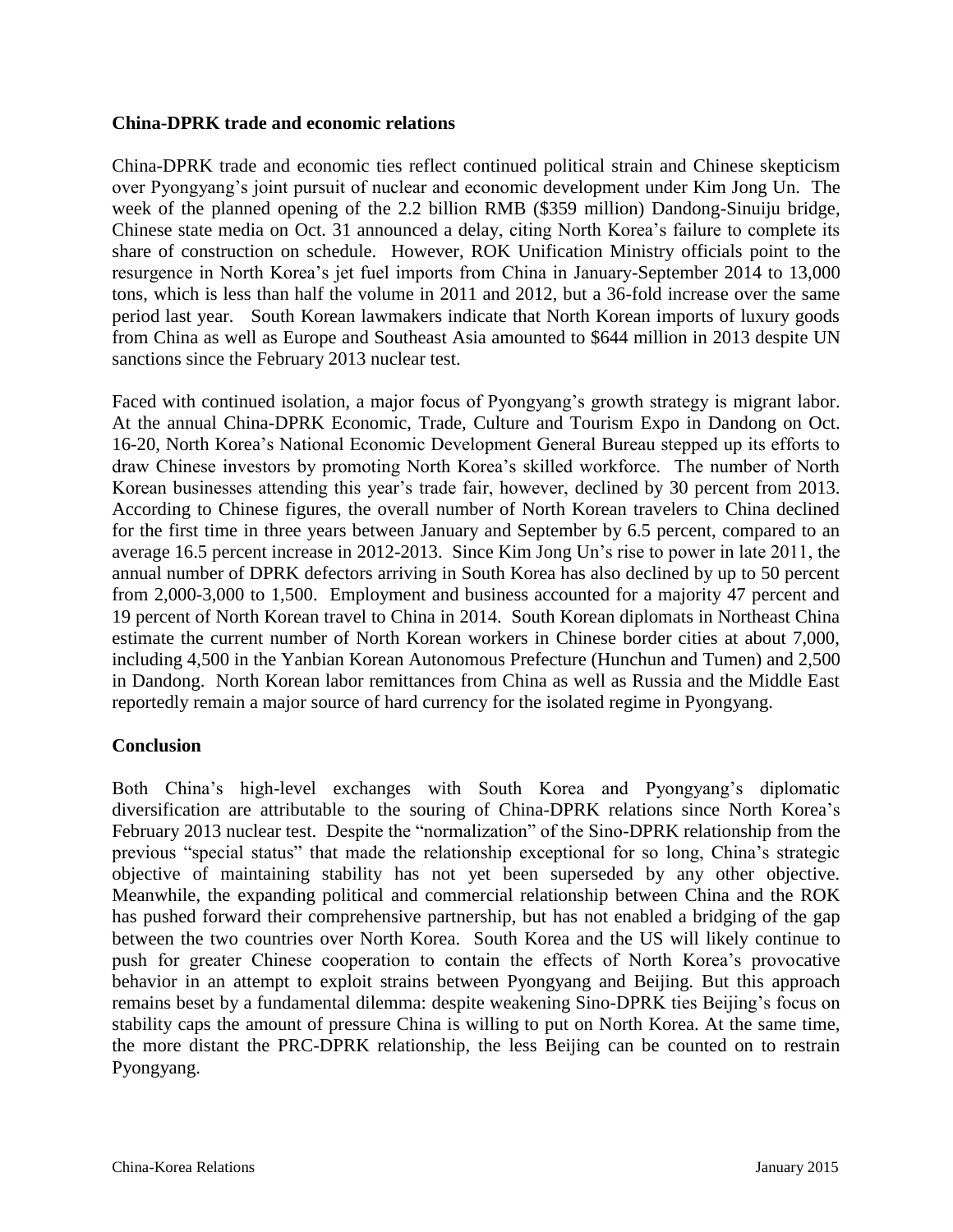**China-DPRK trade and economic relations**

China-DPRK trade and economic ties reflect continued political strain and Chinese skepticism over Pyongyang's joint pursuit of nuclear and economic development under Kim Jong Un. The week of the planned opening of the 2.2 billion RMB ($359 million) Dandong-Sinuiju bridge, Chinese state media on Oct. 31 announced a delay, citing North Korea's failure to complete its share of construction on schedule. However, ROK Unification Ministry officials point to the resurgence in North Korea's jet fuel imports from China in January-September 2014 to 13,000 tons, which is less than half the volume in 2011 and 2012, but a 36-fold increase over the same period last year. South Korean lawmakers indicate that North Korean imports of luxury goods from China as well as Europe and Southeast Asia amounted to $644 million in 2013 despite UN sanctions since the February 2013 nuclear test.

Faced with continued isolation, a major focus of Pyongyang's growth strategy is migrant labor. At the annual China-DPRK Economic, Trade, Culture and Tourism Expo in Dandong on Oct. 16-20, North Korea's National Economic Development General Bureau stepped up its efforts to draw Chinese investors by promoting North Korea's skilled workforce. The number of North Korean businesses attending this year's trade fair, however, declined by 30 percent from 2013. According to Chinese figures, the overall number of North Korean travelers to China declined for the first time in three years between January and September by 6.5 percent, compared to an average 16.5 percent increase in 2012-2013. Since Kim Jong Un's rise to power in late 2011, the annual number of DPRK defectors arriving in South Korea has also declined by up to 50 percent from 2,000-3,000 to 1,500. Employment and business accounted for a majority 47 percent and 19 percent of North Korean travel to China in 2014. South Korean diplomats in Northeast China estimate the current number of North Korean workers in Chinese border cities at about 7,000, including 4,500 in the Yanbian Korean Autonomous Prefecture (Hunchun and Tumen) and 2,500 in Dandong. North Korean labor remittances from China as well as Russia and the Middle East reportedly remain a major source of hard currency for the isolated regime in Pyongyang.

**Conclusion**

Both China's high-level exchanges with South Korea and Pyongyang's diplomatic diversification are attributable to the souring of China-DPRK relations since North Korea's February 2013 nuclear test. Despite the "normalization" of the Sino-DPRK relationship from the previous "special status" that made the relationship exceptional for so long, China's strategic objective of maintaining stability has not yet been superseded by any other objective. Meanwhile, the expanding political and commercial relationship between China and the ROK has pushed forward their comprehensive partnership, but has not enabled a bridging of the gap between the two countries over North Korea. South Korea and the US will likely continue to push for greater Chinese cooperation to contain the effects of North Korea's provocative behavior in an attempt to exploit strains between Pyongyang and Beijing. But this approach remains beset by a fundamental dilemma: despite weakening Sino-DPRK ties Beijing's focus on stability caps the amount of pressure China is willing to put on North Korea. At the same time, the more distant the PRC-DPRK relationship, the less Beijing can be counted on to restrain Pyongyang.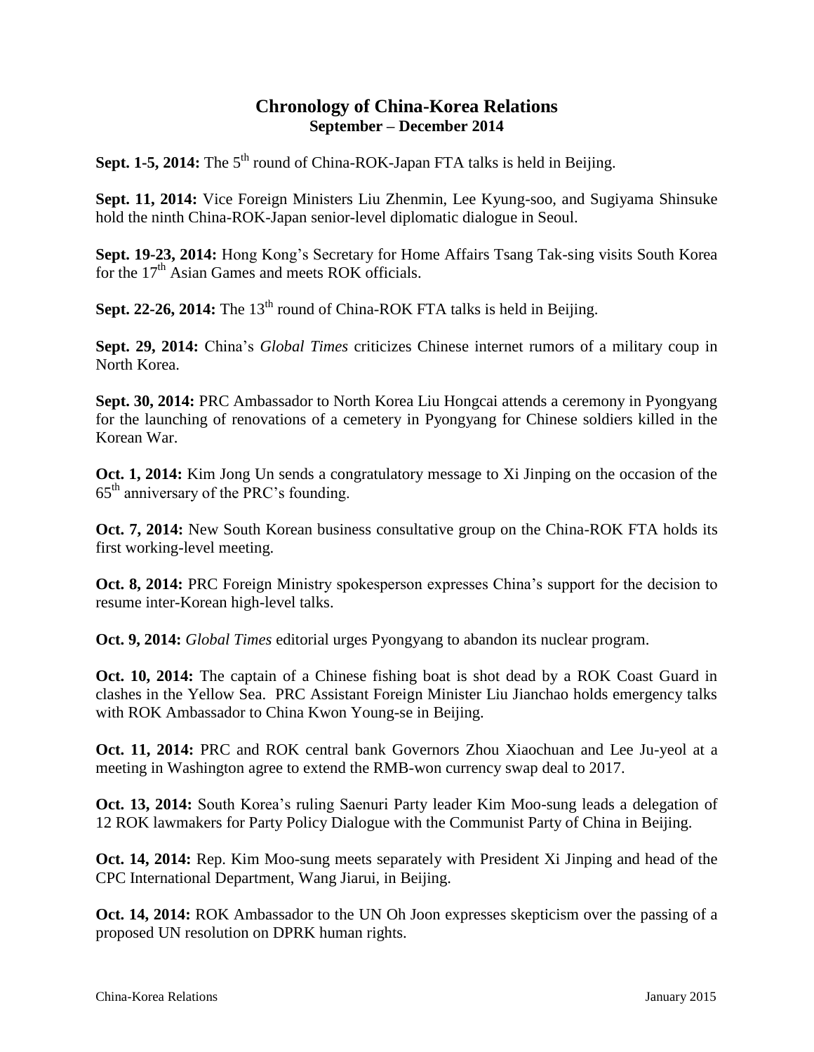## Chronology of China-Korea Relations
### September – December 2014

**Sept. 1-5, 2014:** The 5th round of China-ROK-Japan FTA talks is held in Beijing.

**Sept. 11, 2014:** Vice Foreign Ministers Liu Zhenmin, Lee Kyung-soo, and Sugiyama Shinsuke hold the ninth China-ROK-Japan senior-level diplomatic dialogue in Seoul.

**Sept. 19-23, 2014:** Hong Kong's Secretary for Home Affairs Tsang Tak-sing visits South Korea for the 17th Asian Games and meets ROK officials.

**Sept. 22-26, 2014:** The 13th round of China-ROK FTA talks is held in Beijing.

**Sept. 29, 2014:** China's *Global Times* criticizes Chinese internet rumors of a military coup in North Korea.

**Sept. 30, 2014:** PRC Ambassador to North Korea Liu Hongcai attends a ceremony in Pyongyang for the launching of renovations of a cemetery in Pyongyang for Chinese soldiers killed in the Korean War.

**Oct. 1, 2014:** Kim Jong Un sends a congratulatory message to Xi Jinping on the occasion of the 65th anniversary of the PRC's founding.

**Oct. 7, 2014:** New South Korean business consultative group on the China-ROK FTA holds its first working-level meeting.

**Oct. 8, 2014:** PRC Foreign Ministry spokesperson expresses China's support for the decision to resume inter-Korean high-level talks.

**Oct. 9, 2014:** *Global Times* editorial urges Pyongyang to abandon its nuclear program.

**Oct. 10, 2014:** The captain of a Chinese fishing boat is shot dead by a ROK Coast Guard in clashes in the Yellow Sea. PRC Assistant Foreign Minister Liu Jianchao holds emergency talks with ROK Ambassador to China Kwon Young-se in Beijing.

**Oct. 11, 2014:** PRC and ROK central bank Governors Zhou Xiaochuan and Lee Ju-yeol at a meeting in Washington agree to extend the RMB-won currency swap deal to 2017.

**Oct. 13, 2014:** South Korea's ruling Saenuri Party leader Kim Moo-sung leads a delegation of 12 ROK lawmakers for Party Policy Dialogue with the Communist Party of China in Beijing.

**Oct. 14, 2014:** Rep. Kim Moo-sung meets separately with President Xi Jinping and head of the CPC International Department, Wang Jiarui, in Beijing.

**Oct. 14, 2014:** ROK Ambassador to the UN Oh Joon expresses skepticism over the passing of a proposed UN resolution on DPRK human rights.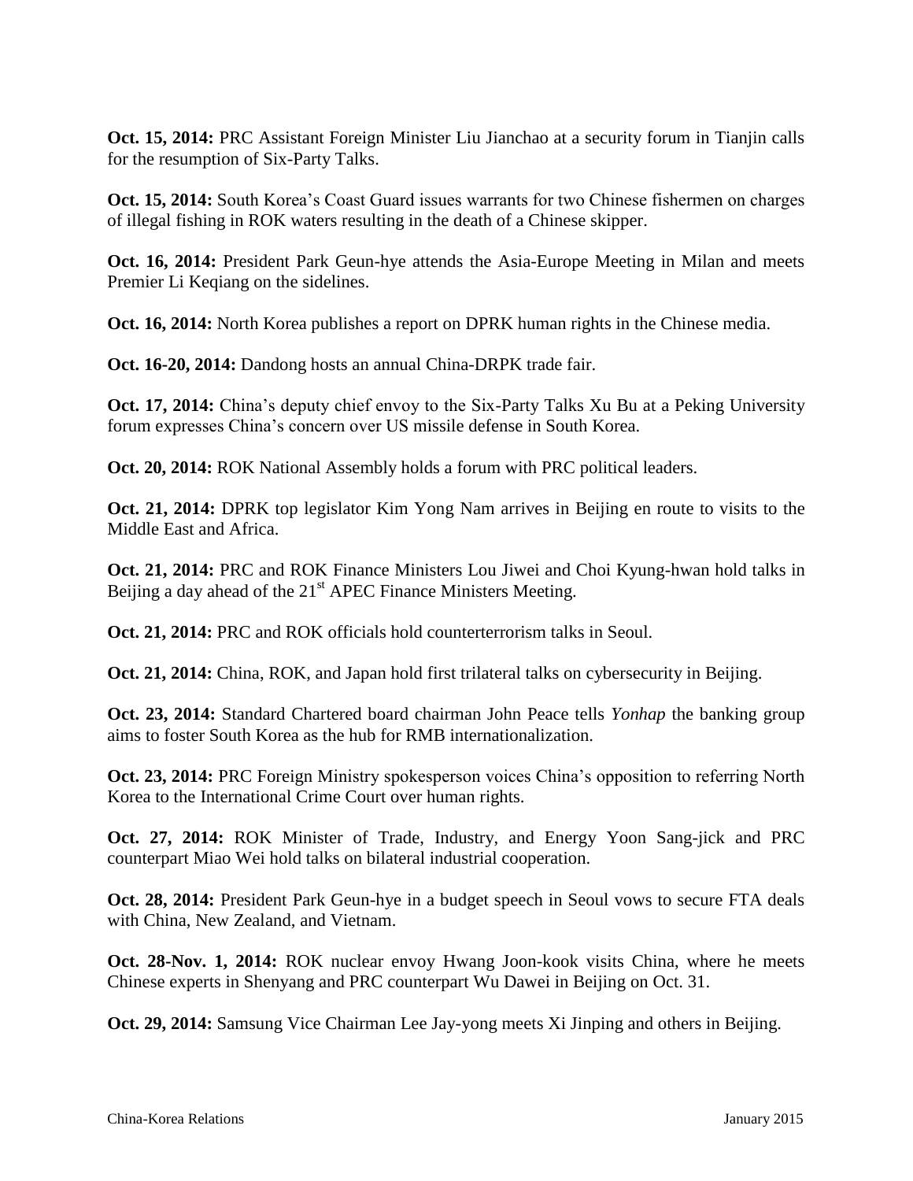**Oct. 15, 2014:** PRC Assistant Foreign Minister Liu Jianchao at a security forum in Tianjin calls for the resumption of Six-Party Talks.

**Oct. 15, 2014:** South Korea's Coast Guard issues warrants for two Chinese fishermen on charges of illegal fishing in ROK waters resulting in the death of a Chinese skipper.

**Oct. 16, 2014:** President Park Geun-hye attends the Asia-Europe Meeting in Milan and meets Premier Li Keqiang on the sidelines.

**Oct. 16, 2014:** North Korea publishes a report on DPRK human rights in the Chinese media.

**Oct. 16-20, 2014:** Dandong hosts an annual China-DRPK trade fair.

**Oct. 17, 2014:** China's deputy chief envoy to the Six-Party Talks Xu Bu at a Peking University forum expresses China's concern over US missile defense in South Korea.

**Oct. 20, 2014:** ROK National Assembly holds a forum with PRC political leaders.

**Oct. 21, 2014:** DPRK top legislator Kim Yong Nam arrives in Beijing en route to visits to the Middle East and Africa.

**Oct. 21, 2014:** PRC and ROK Finance Ministers Lou Jiwei and Choi Kyung-hwan hold talks in Beijing a day ahead of the 21st APEC Finance Ministers Meeting.

**Oct. 21, 2014:** PRC and ROK officials hold counterterrorism talks in Seoul.

**Oct. 21, 2014:** China, ROK, and Japan hold first trilateral talks on cybersecurity in Beijing.

**Oct. 23, 2014:** Standard Chartered board chairman John Peace tells *Yonhap* the banking group aims to foster South Korea as the hub for RMB internationalization.

**Oct. 23, 2014:** PRC Foreign Ministry spokesperson voices China's opposition to referring North Korea to the International Crime Court over human rights.

**Oct. 27, 2014:** ROK Minister of Trade, Industry, and Energy Yoon Sang-jick and PRC counterpart Miao Wei hold talks on bilateral industrial cooperation.

**Oct. 28, 2014:** President Park Geun-hye in a budget speech in Seoul vows to secure FTA deals with China, New Zealand, and Vietnam.

**Oct. 28-Nov. 1, 2014:** ROK nuclear envoy Hwang Joon-kook visits China, where he meets Chinese experts in Shenyang and PRC counterpart Wu Dawei in Beijing on Oct. 31.

**Oct. 29, 2014:** Samsung Vice Chairman Lee Jay-yong meets Xi Jinping and others in Beijing.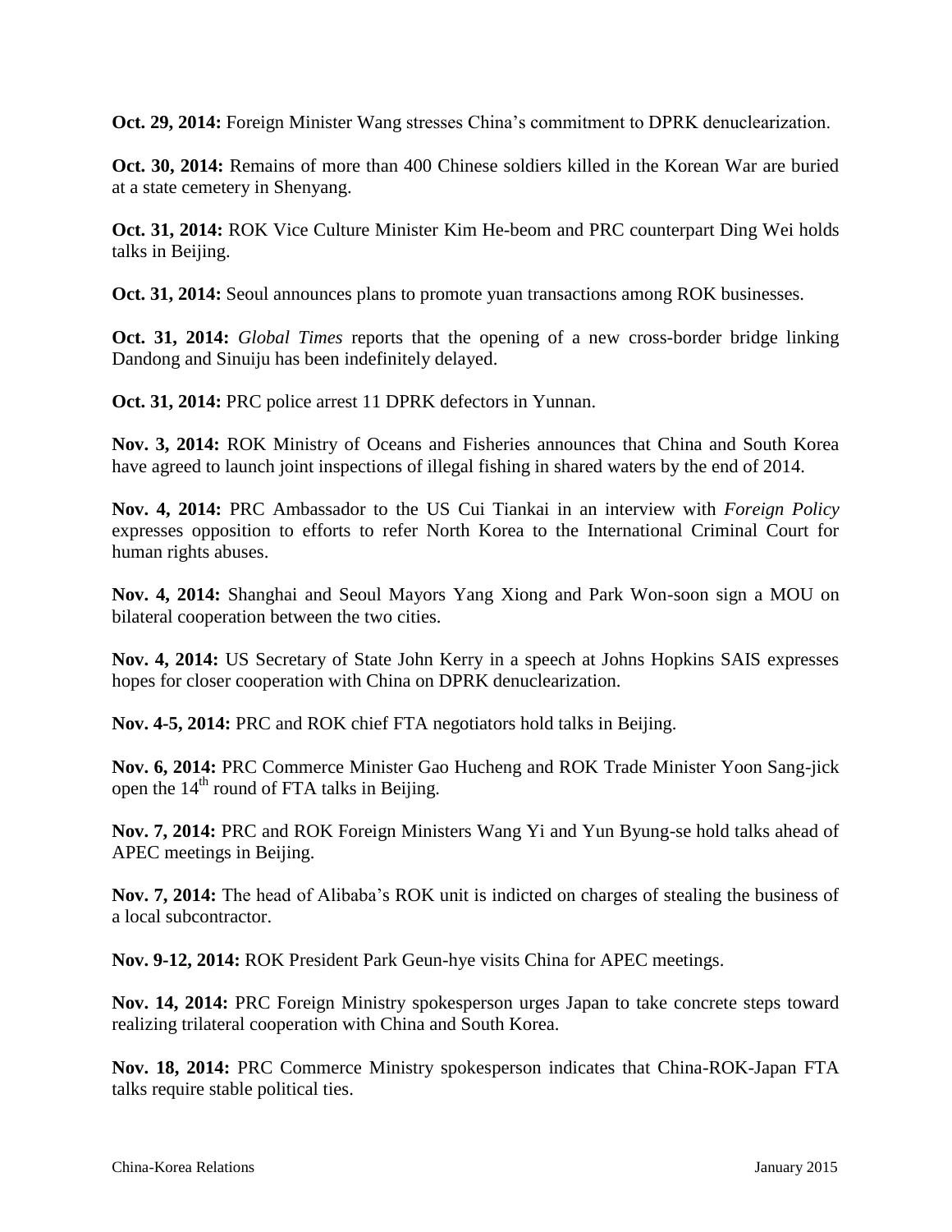**Oct. 29, 2014:** Foreign Minister Wang stresses China's commitment to DPRK denuclearization.

**Oct. 30, 2014:** Remains of more than 400 Chinese soldiers killed in the Korean War are buried at a state cemetery in Shenyang.

**Oct. 31, 2014:** ROK Vice Culture Minister Kim He-beom and PRC counterpart Ding Wei holds talks in Beijing.

**Oct. 31, 2014:** Seoul announces plans to promote yuan transactions among ROK businesses.

**Oct. 31, 2014:** *Global Times* reports that the opening of a new cross-border bridge linking Dandong and Sinuiju has been indefinitely delayed.

**Oct. 31, 2014:** PRC police arrest 11 DPRK defectors in Yunnan.

**Nov. 3, 2014:** ROK Ministry of Oceans and Fisheries announces that China and South Korea have agreed to launch joint inspections of illegal fishing in shared waters by the end of 2014.

**Nov. 4, 2014:** PRC Ambassador to the US Cui Tiankai in an interview with *Foreign Policy* expresses opposition to efforts to refer North Korea to the International Criminal Court for human rights abuses.

**Nov. 4, 2014:** Shanghai and Seoul Mayors Yang Xiong and Park Won-soon sign a MOU on bilateral cooperation between the two cities.

**Nov. 4, 2014:** US Secretary of State John Kerry in a speech at Johns Hopkins SAIS expresses hopes for closer cooperation with China on DPRK denuclearization.

**Nov. 4-5, 2014:** PRC and ROK chief FTA negotiators hold talks in Beijing.

**Nov. 6, 2014:** PRC Commerce Minister Gao Hucheng and ROK Trade Minister Yoon Sang-jick open the 14th round of FTA talks in Beijing.

**Nov. 7, 2014:** PRC and ROK Foreign Ministers Wang Yi and Yun Byung-se hold talks ahead of APEC meetings in Beijing.

**Nov. 7, 2014:** The head of Alibaba's ROK unit is indicted on charges of stealing the business of a local subcontractor.

**Nov. 9-12, 2014:** ROK President Park Geun-hye visits China for APEC meetings.

**Nov. 14, 2014:** PRC Foreign Ministry spokesperson urges Japan to take concrete steps toward realizing trilateral cooperation with China and South Korea.

**Nov. 18, 2014:** PRC Commerce Ministry spokesperson indicates that China-ROK-Japan FTA talks require stable political ties.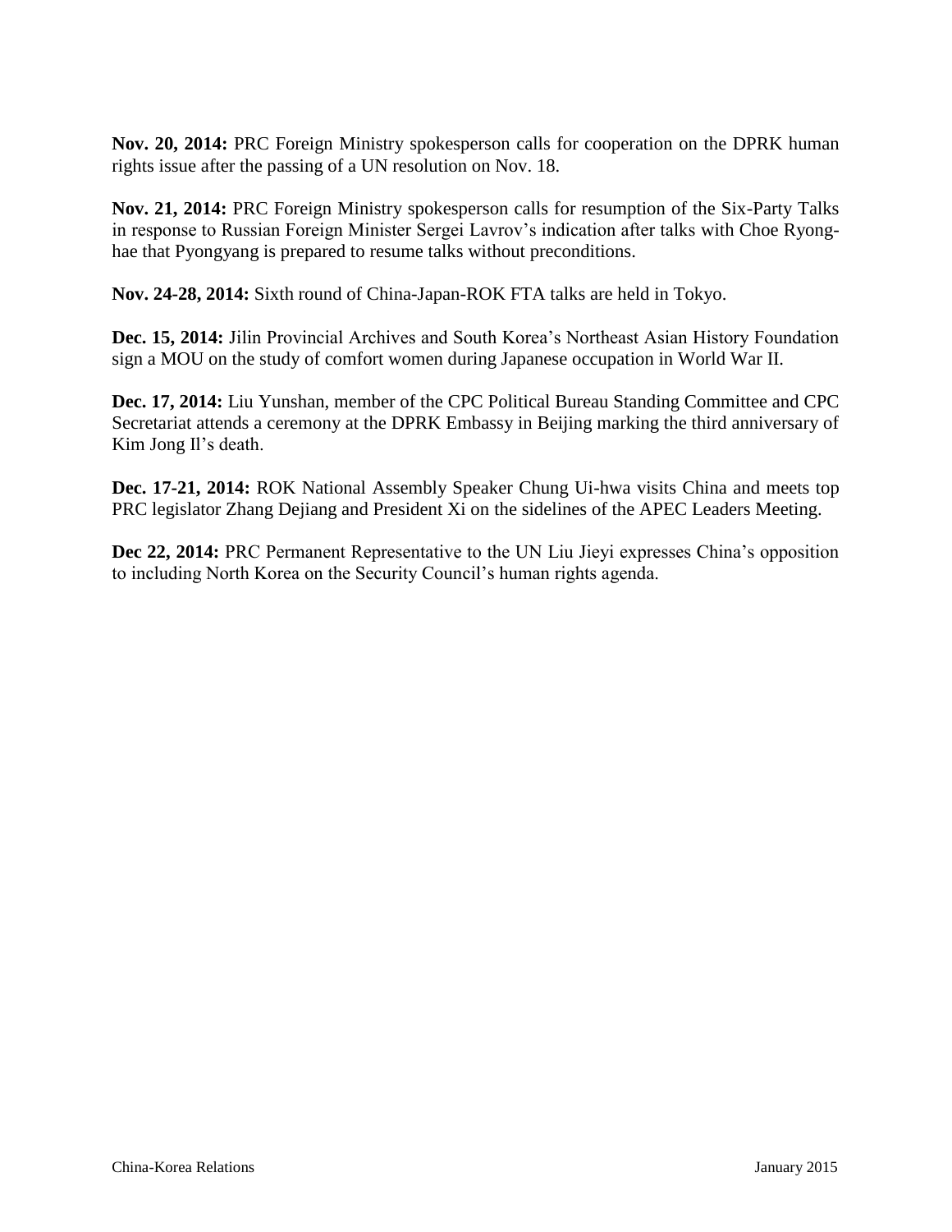**Nov. 20, 2014:** PRC Foreign Ministry spokesperson calls for cooperation on the DPRK human rights issue after the passing of a UN resolution on Nov. 18.

**Nov. 21, 2014:** PRC Foreign Ministry spokesperson calls for resumption of the Six-Party Talks in response to Russian Foreign Minister Sergei Lavrov's indication after talks with Choe Ryong-hae that Pyongyang is prepared to resume talks without preconditions.

**Nov. 24-28, 2014:** Sixth round of China-Japan-ROK FTA talks are held in Tokyo.

**Dec. 15, 2014:** Jilin Provincial Archives and South Korea's Northeast Asian History Foundation sign a MOU on the study of comfort women during Japanese occupation in World War II.

**Dec. 17, 2014:** Liu Yunshan, member of the CPC Political Bureau Standing Committee and CPC Secretariat attends a ceremony at the DPRK Embassy in Beijing marking the third anniversary of Kim Jong Il's death.

**Dec. 17-21, 2014:** ROK National Assembly Speaker Chung Ui-hwa visits China and meets top PRC legislator Zhang Dejiang and President Xi on the sidelines of the APEC Leaders Meeting.

**Dec 22, 2014:** PRC Permanent Representative to the UN Liu Jieyi expresses China's opposition to including North Korea on the Security Council's human rights agenda.